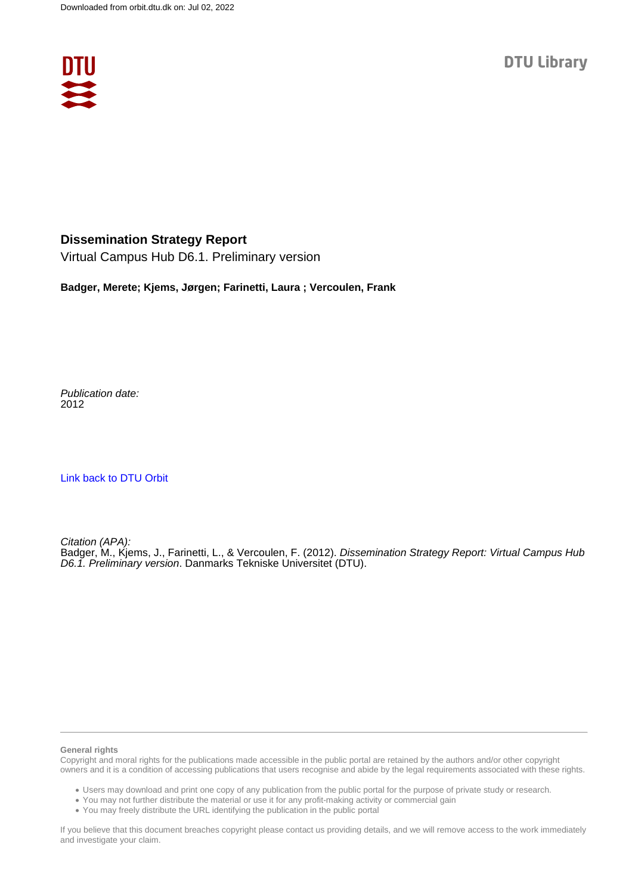Downloaded from orbit.dtu.dk on: Jul 02, 2022

DTU Library

# Dissemination Strategy Report

Virtual Campus Hub D6.1. Preliminary version

**Badger, Merete; Kjems, Jørgen; Farinetti, Laura ; Vercoulen, Frank**

*Publication date:*
2012

Link back to DTU Orbit

*Citation (APA):*
Badger, M., Kjems, J., Farinetti, L., & Vercoulen, F. (2012). *Dissemination Strategy Report: Virtual Campus Hub D6.1. Preliminary version*. Danmarks Tekniske Universitet (DTU).

**General rights**
Copyright and moral rights for the publications made accessible in the public portal are retained by the authors and/or other copyright owners and it is a condition of accessing publications that users recognise and abide by the legal requirements associated with these rights.

- Users may download and print one copy of any publication from the public portal for the purpose of private study or research.
- You may not further distribute the material or use it for any profit-making activity or commercial gain
- You may freely distribute the URL identifying the publication in the public portal

If you believe that this document breaches copyright please contact us providing details, and we will remove access to the work immediately and investigate your claim.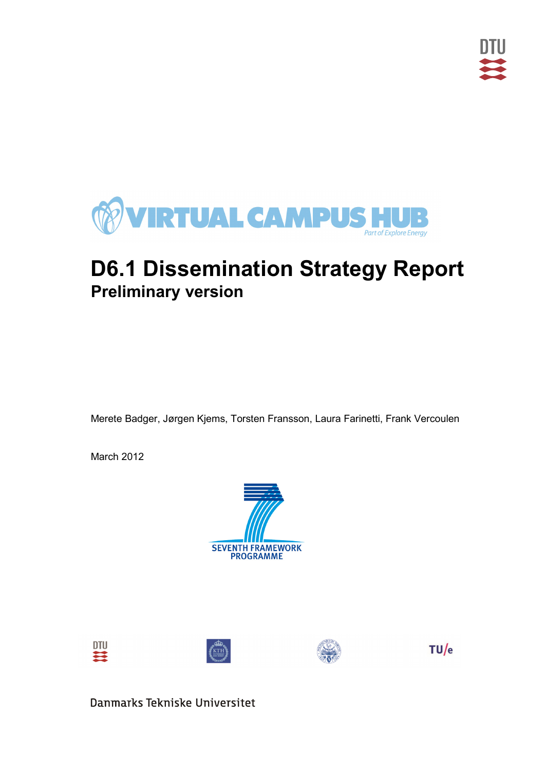# D6.1 Dissemination Strategy Report

## Preliminary version

Merete Badger, Jørgen Kjems, Torsten Fransson, Laura Farinetti, Frank Vercoulen

March 2012

Danmarks Tekniske Universitet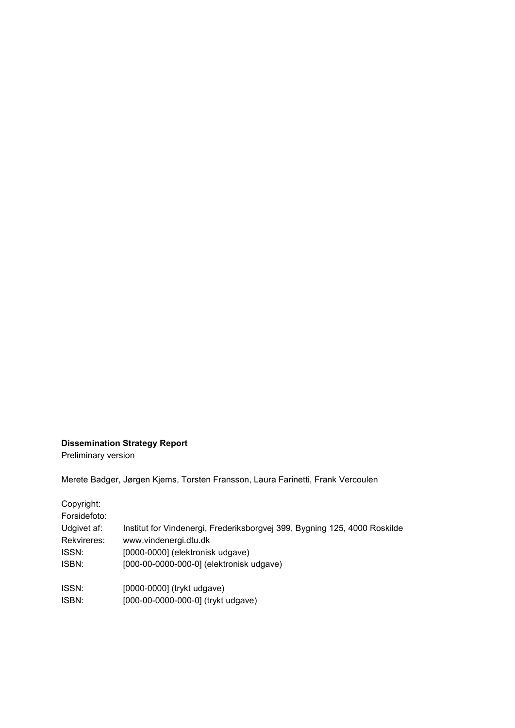**Dissemination Strategy Report**
Preliminary version

Merete Badger, Jørgen Kjems, Torsten Fransson, Laura Farinetti, Frank Vercoulen

| | |
|---|---|
| Copyright: | |
| Forsidefoto: | |
| Udgivet af: | Institut for Vindenergi, Frederiksborgvej 399, Bygning 125, 4000 Roskilde |
| Rekvireres: | www.vindenergi.dtu.dk |
| ISSN: | [0000-0000] (elektronisk udgave) |
| ISBN: | [000-00-0000-000-0] (elektronisk udgave) |
| | |
| ISSN: | [0000-0000] (trykt udgave) |
| ISBN: | [000-00-0000-000-0] (trykt udgave) |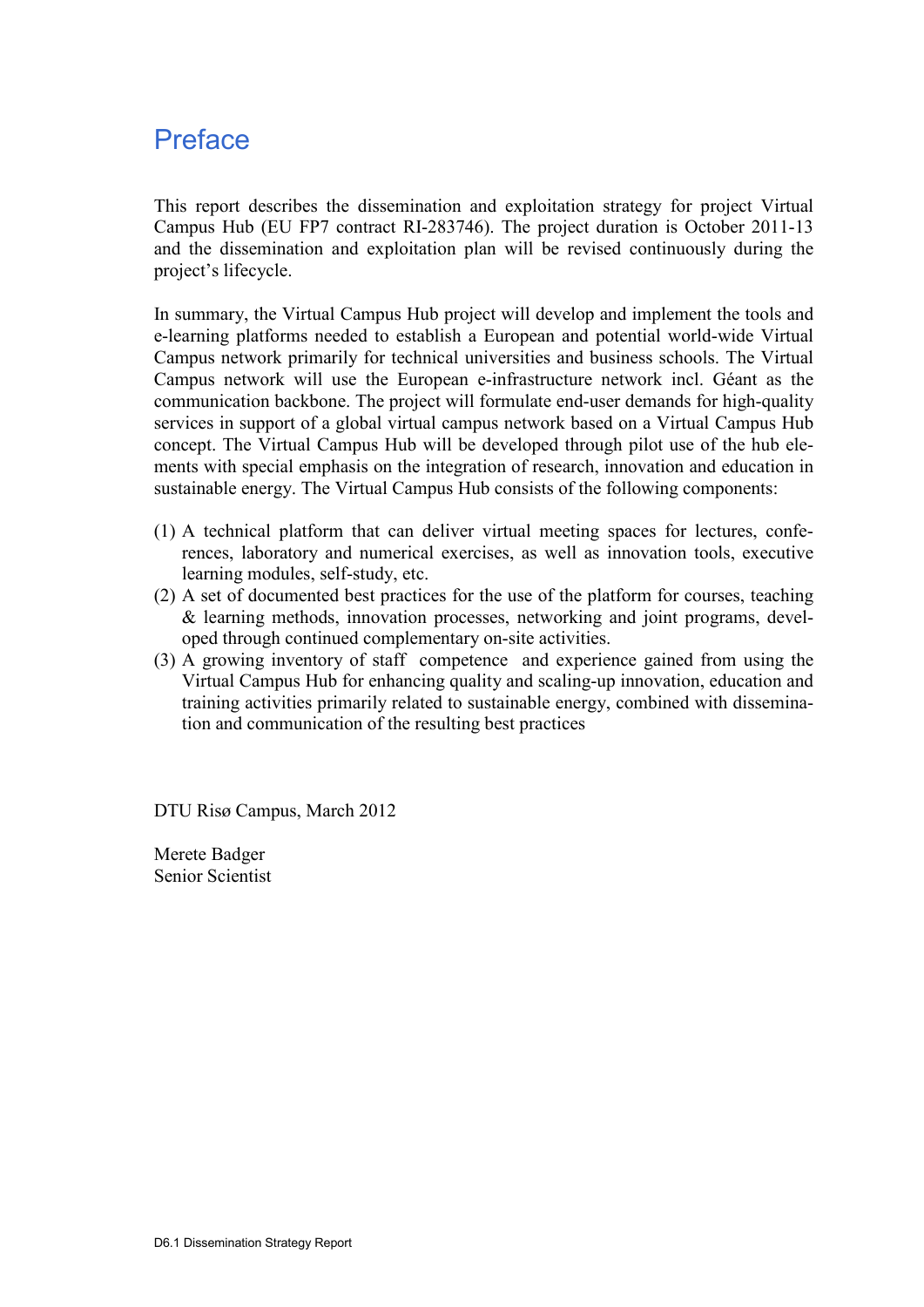# Preface

This report describes the dissemination and exploitation strategy for project Virtual Campus Hub (EU FP7 contract RI-283746). The project duration is October 2011-13 and the dissemination and exploitation plan will be revised continuously during the project's lifecycle.

In summary, the Virtual Campus Hub project will develop and implement the tools and e-learning platforms needed to establish a European and potential world-wide Virtual Campus network primarily for technical universities and business schools. The Virtual Campus network will use the European e-infrastructure network incl. Géant as the communication backbone. The project will formulate end-user demands for high-quality services in support of a global virtual campus network based on a Virtual Campus Hub concept. The Virtual Campus Hub will be developed through pilot use of the hub elements with special emphasis on the integration of research, innovation and education in sustainable energy. The Virtual Campus Hub consists of the following components:

(1) A technical platform that can deliver virtual meeting spaces for lectures, conferences, laboratory and numerical exercises, as well as innovation tools, executive learning modules, self-study, etc.
(2) A set of documented best practices for the use of the platform for courses, teaching & learning methods, innovation processes, networking and joint programs, developed through continued complementary on-site activities.
(3) A growing inventory of staff competence and experience gained from using the Virtual Campus Hub for enhancing quality and scaling-up innovation, education and training activities primarily related to sustainable energy, combined with dissemination and communication of the resulting best practices

DTU Risø Campus, March 2012

Merete Badger
Senior Scientist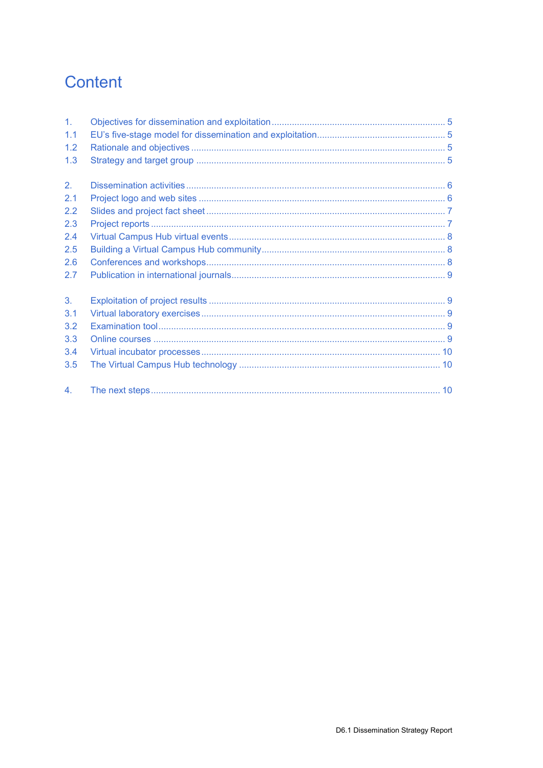# Content

1. Objectives for dissemination and exploitation ........ 5
1.1 EU's five-stage model for dissemination and exploitation ........ 5
1.2 Rationale and objectives ........ 5
1.3 Strategy and target group ........ 5

2. Dissemination activities ........ 6
2.1 Project logo and web sites ........ 6
2.2 Slides and project fact sheet ........ 7
2.3 Project reports ........ 7
2.4 Virtual Campus Hub virtual events ........ 8
2.5 Building a Virtual Campus Hub community ........ 8
2.6 Conferences and workshops ........ 8
2.7 Publication in international journals ........ 9

3. Exploitation of project results ........ 9
3.1 Virtual laboratory exercises ........ 9
3.2 Examination tool ........ 9
3.3 Online courses ........ 9
3.4 Virtual incubator processes ........ 10
3.5 The Virtual Campus Hub technology ........ 10

4. The next steps ........ 10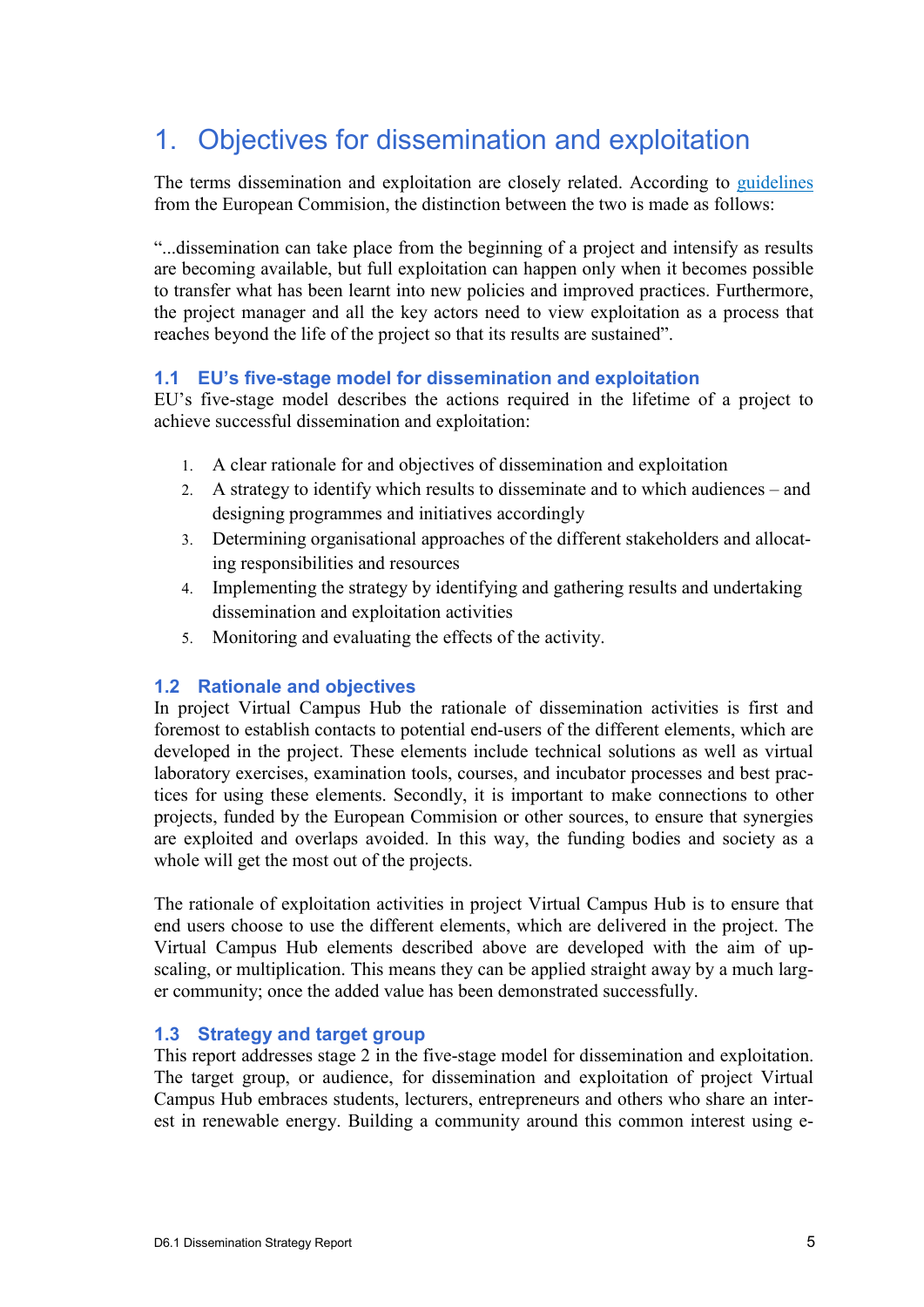# 1. Objectives for dissemination and exploitation

The terms dissemination and exploitation are closely related. According to [guidelines](guidelines) from the European Commision, the distinction between the two is made as follows:

"...dissemination can take place from the beginning of a project and intensify as results are becoming available, but full exploitation can happen only when it becomes possible to transfer what has been learnt into new policies and improved practices. Furthermore, the project manager and all the key actors need to view exploitation as a process that reaches beyond the life of the project so that its results are sustained".

## 1.1 EU's five-stage model for dissemination and exploitation

EU's five-stage model describes the actions required in the lifetime of a project to achieve successful dissemination and exploitation:

1. A clear rationale for and objectives of dissemination and exploitation
2. A strategy to identify which results to disseminate and to which audiences – and designing programmes and initiatives accordingly
3. Determining organisational approaches of the different stakeholders and allocating responsibilities and resources
4. Implementing the strategy by identifying and gathering results and undertaking dissemination and exploitation activities
5. Monitoring and evaluating the effects of the activity.

## 1.2 Rationale and objectives

In project Virtual Campus Hub the rationale of dissemination activities is first and foremost to establish contacts to potential end-users of the different elements, which are developed in the project. These elements include technical solutions as well as virtual laboratory exercises, examination tools, courses, and incubator processes and best practices for using these elements. Secondly, it is important to make connections to other projects, funded by the European Commision or other sources, to ensure that synergies are exploited and overlaps avoided. In this way, the funding bodies and society as a whole will get the most out of the projects.

The rationale of exploitation activities in project Virtual Campus Hub is to ensure that end users choose to use the different elements, which are delivered in the project. The Virtual Campus Hub elements described above are developed with the aim of up-scaling, or multiplication. This means they can be applied straight away by a much larger community; once the added value has been demonstrated successfully.

## 1.3 Strategy and target group

This report addresses stage 2 in the five-stage model for dissemination and exploitation. The target group, or audience, for dissemination and exploitation of project Virtual Campus Hub embraces students, lecturers, entrepreneurs and others who share an interest in renewable energy. Building a community around this common interest using e-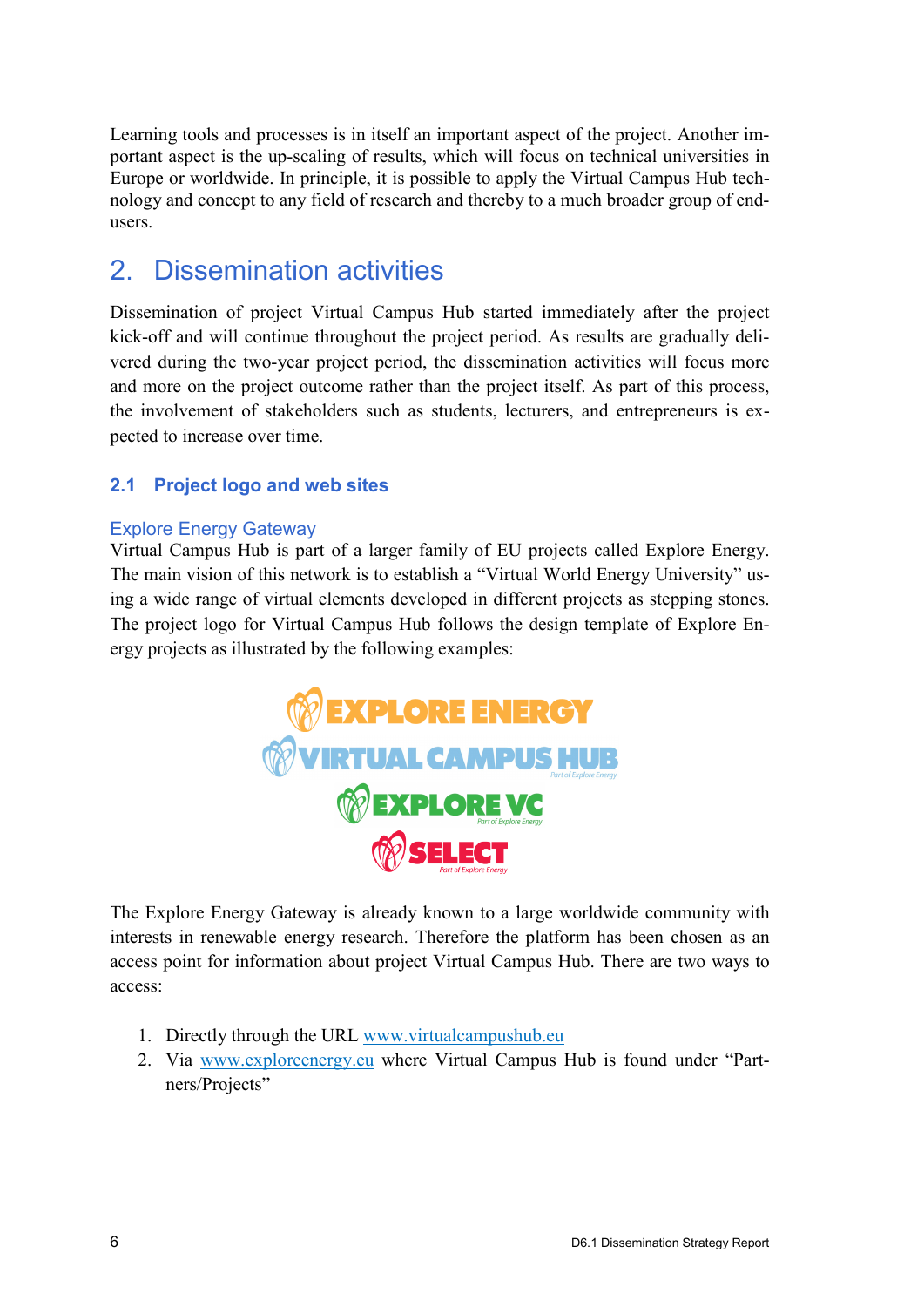Learning tools and processes is in itself an important aspect of the project. Another important aspect is the up-scaling of results, which will focus on technical universities in Europe or worldwide. In principle, it is possible to apply the Virtual Campus Hub technology and concept to any field of research and thereby to a much broader group of end-users.

# 2. Dissemination activities

Dissemination of project Virtual Campus Hub started immediately after the project kick-off and will continue throughout the project period. As results are gradually delivered during the two-year project period, the dissemination activities will focus more and more on the project outcome rather than the project itself. As part of this process, the involvement of stakeholders such as students, lecturers, and entrepreneurs is expected to increase over time.

## 2.1 Project logo and web sites

### Explore Energy Gateway

Virtual Campus Hub is part of a larger family of EU projects called Explore Energy. The main vision of this network is to establish a "Virtual World Energy University" using a wide range of virtual elements developed in different projects as stepping stones. The project logo for Virtual Campus Hub follows the design template of Explore Energy projects as illustrated by the following examples:

The Explore Energy Gateway is already known to a large worldwide community with interests in renewable energy research. Therefore the platform has been chosen as an access point for information about project Virtual Campus Hub. There are two ways to access:

1. Directly through the URL www.virtualcampushub.eu
2. Via www.exploreenergy.eu where Virtual Campus Hub is found under "Partners/Projects"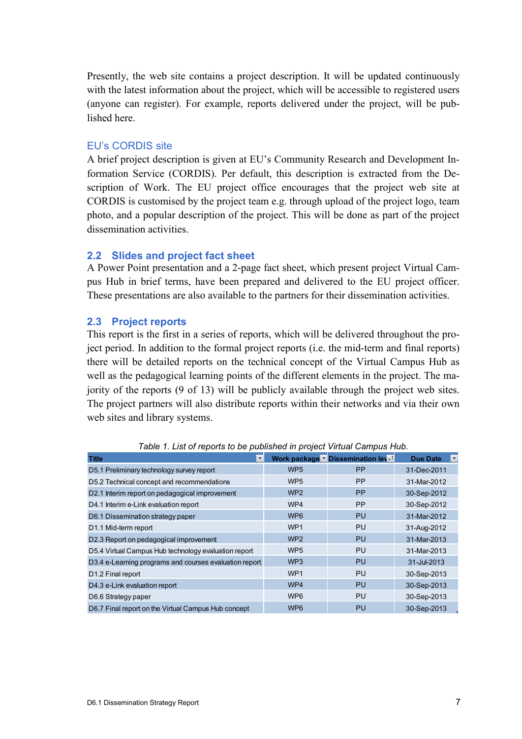Presently, the web site contains a project description. It will be updated continuously with the latest information about the project, which will be accessible to registered users (anyone can register). For example, reports delivered under the project, will be published here.

### EU's CORDIS site

A brief project description is given at EU's Community Research and Development Information Service (CORDIS). Per default, this description is extracted from the Description of Work. The EU project office encourages that the project web site at CORDIS is customised by the project team e.g. through upload of the project logo, team photo, and a popular description of the project. This will be done as part of the project dissemination activities.

## 2.2 Slides and project fact sheet

A Power Point presentation and a 2-page fact sheet, which present project Virtual Campus Hub in brief terms, have been prepared and delivered to the EU project officer. These presentations are also available to the partners for their dissemination activities.

## 2.3 Project reports

This report is the first in a series of reports, which will be delivered throughout the project period. In addition to the formal project reports (i.e. the mid-term and final reports) there will be detailed reports on the technical concept of the Virtual Campus Hub as well as the pedagogical learning points of the different elements in the project. The majority of the reports (9 of 13) will be publicly available through the project web sites. The project partners will also distribute reports within their networks and via their own web sites and library systems.

*Table 1. List of reports to be published in project Virtual Campus Hub.*

| Title | Work package | Dissemination lev | Due Date |
|---|---|---|---|
| D5.1 Preliminary technology survey report | WP5 | PP | 31-Dec-2011 |
| D5.2 Technical concept and recommendations | WP5 | PP | 31-Mar-2012 |
| D2.1 Interim report on pedagogical improvement | WP2 | PP | 30-Sep-2012 |
| D4.1 Interim e-Link evaluation report | WP4 | PP | 30-Sep-2012 |
| D6.1 Dissemination strategy paper | WP6 | PU | 31-Mar-2012 |
| D1.1 Mid-term report | WP1 | PU | 31-Aug-2012 |
| D2.3 Report on pedagogical improvement | WP2 | PU | 31-Mar-2013 |
| D5.4 Virtual Campus Hub technology evaluation report | WP5 | PU | 31-Mar-2013 |
| D3.4 e-Learning programs and courses evaluation report | WP3 | PU | 31-Jul-2013 |
| D1.2 Final report | WP1 | PU | 30-Sep-2013 |
| D4.3 e-Link evaluation report | WP4 | PU | 30-Sep-2013 |
| D6.6 Strategy paper | WP6 | PU | 30-Sep-2013 |
| D6.7 Final report on the Virtual Campus Hub concept | WP6 | PU | 30-Sep-2013 |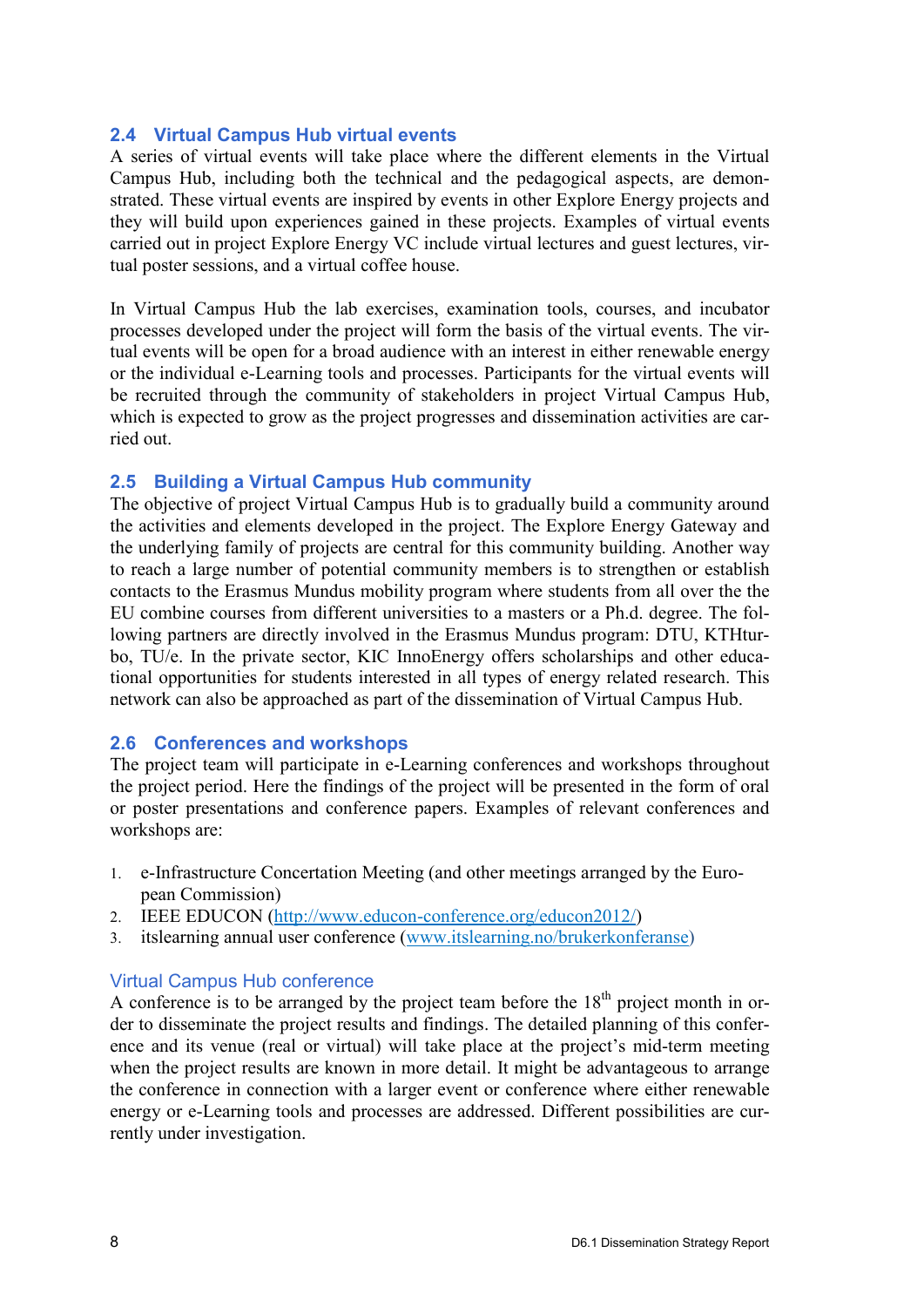## 2.4 Virtual Campus Hub virtual events

A series of virtual events will take place where the different elements in the Virtual Campus Hub, including both the technical and the pedagogical aspects, are demonstrated. These virtual events are inspired by events in other Explore Energy projects and they will build upon experiences gained in these projects. Examples of virtual events carried out in project Explore Energy VC include virtual lectures and guest lectures, virtual poster sessions, and a virtual coffee house.

In Virtual Campus Hub the lab exercises, examination tools, courses, and incubator processes developed under the project will form the basis of the virtual events. The virtual events will be open for a broad audience with an interest in either renewable energy or the individual e-Learning tools and processes. Participants for the virtual events will be recruited through the community of stakeholders in project Virtual Campus Hub, which is expected to grow as the project progresses and dissemination activities are carried out.

## 2.5 Building a Virtual Campus Hub community

The objective of project Virtual Campus Hub is to gradually build a community around the activities and elements developed in the project. The Explore Energy Gateway and the underlying family of projects are central for this community building. Another way to reach a large number of potential community members is to strengthen or establish contacts to the Erasmus Mundus mobility program where students from all over the the EU combine courses from different universities to a masters or a Ph.d. degree. The following partners are directly involved in the Erasmus Mundus program: DTU, KTHturbo, TU/e. In the private sector, KIC InnoEnergy offers scholarships and other educational opportunities for students interested in all types of energy related research. This network can also be approached as part of the dissemination of Virtual Campus Hub.

## 2.6 Conferences and workshops

The project team will participate in e-Learning conferences and workshops throughout the project period. Here the findings of the project will be presented in the form of oral or poster presentations and conference papers. Examples of relevant conferences and workshops are:

1. e-Infrastructure Concertation Meeting (and other meetings arranged by the European Commission)
2. IEEE EDUCON (http://www.educon-conference.org/educon2012/)
3. itslearning annual user conference (www.itslearning.no/brukerkonferanse)

### Virtual Campus Hub conference

A conference is to be arranged by the project team before the 18$^{th}$ project month in order to disseminate the project results and findings. The detailed planning of this conference and its venue (real or virtual) will take place at the project's mid-term meeting when the project results are known in more detail. It might be advantageous to arrange the conference in connection with a larger event or conference where either renewable energy or e-Learning tools and processes are addressed. Different possibilities are currently under investigation.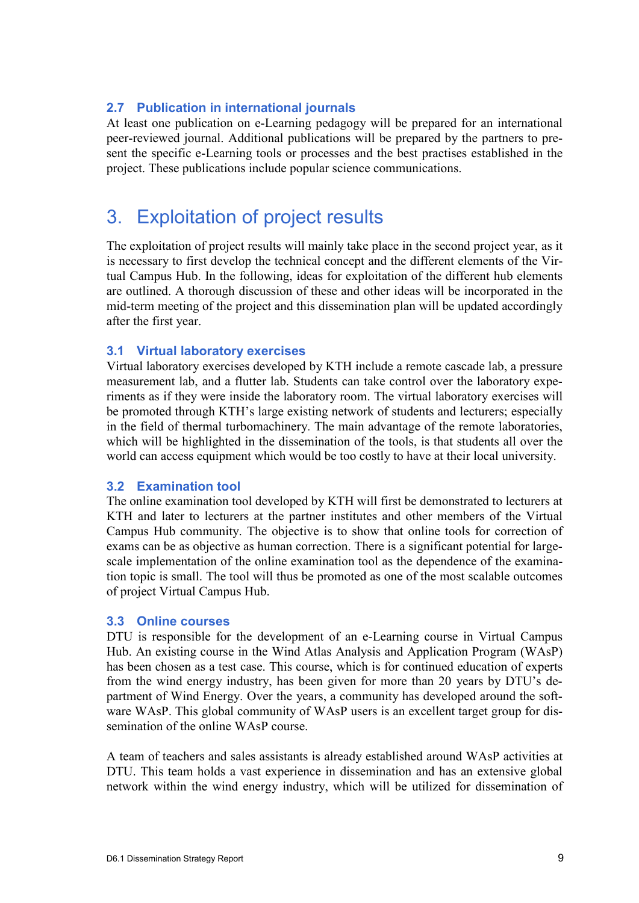### 2.7 Publication in international journals

At least one publication on e-Learning pedagogy will be prepared for an international peer-reviewed journal. Additional publications will be prepared by the partners to present the specific e-Learning tools or processes and the best practises established in the project. These publications include popular science communications.

# 3. Exploitation of project results

The exploitation of project results will mainly take place in the second project year, as it is necessary to first develop the technical concept and the different elements of the Virtual Campus Hub. In the following, ideas for exploitation of the different hub elements are outlined. A thorough discussion of these and other ideas will be incorporated in the mid-term meeting of the project and this dissemination plan will be updated accordingly after the first year.

### 3.1 Virtual laboratory exercises

Virtual laboratory exercises developed by KTH include a remote cascade lab, a pressure measurement lab, and a flutter lab. Students can take control over the laboratory experiments as if they were inside the laboratory room. The virtual laboratory exercises will be promoted through KTH's large existing network of students and lecturers; especially in the field of thermal turbomachinery. The main advantage of the remote laboratories, which will be highlighted in the dissemination of the tools, is that students all over the world can access equipment which would be too costly to have at their local university.

### 3.2 Examination tool

The online examination tool developed by KTH will first be demonstrated to lecturers at KTH and later to lecturers at the partner institutes and other members of the Virtual Campus Hub community. The objective is to show that online tools for correction of exams can be as objective as human correction. There is a significant potential for large-scale implementation of the online examination tool as the dependence of the examination topic is small. The tool will thus be promoted as one of the most scalable outcomes of project Virtual Campus Hub.

### 3.3 Online courses

DTU is responsible for the development of an e-Learning course in Virtual Campus Hub. An existing course in the Wind Atlas Analysis and Application Program (WAsP) has been chosen as a test case. This course, which is for continued education of experts from the wind energy industry, has been given for more than 20 years by DTU's department of Wind Energy. Over the years, a community has developed around the software WAsP. This global community of WAsP users is an excellent target group for dissemination of the online WAsP course.

A team of teachers and sales assistants is already established around WAsP activities at DTU. This team holds a vast experience in dissemination and has an extensive global network within the wind energy industry, which will be utilized for dissemination of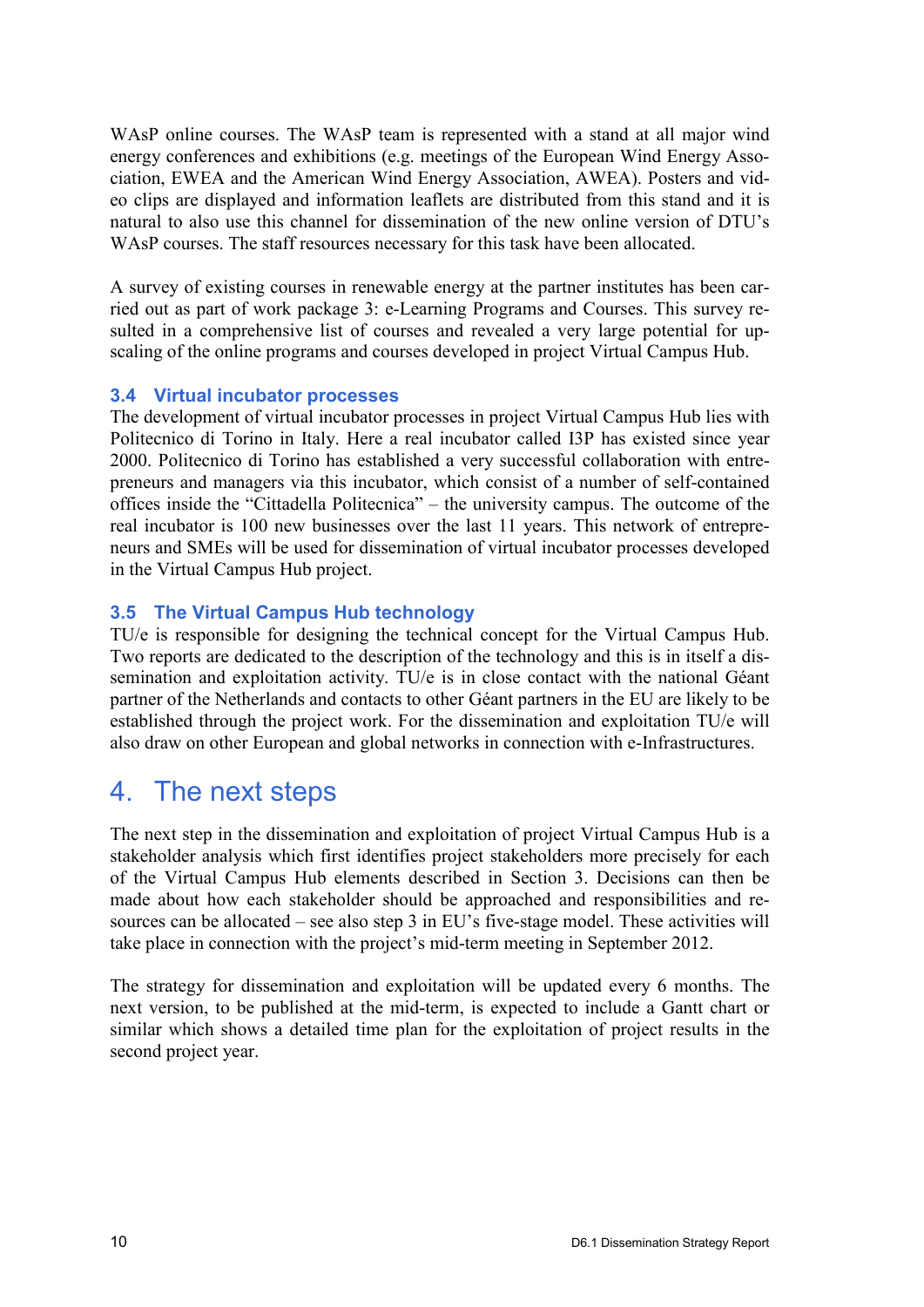WAsP online courses. The WAsP team is represented with a stand at all major wind energy conferences and exhibitions (e.g. meetings of the European Wind Energy Association, EWEA and the American Wind Energy Association, AWEA). Posters and video clips are displayed and information leaflets are distributed from this stand and it is natural to also use this channel for dissemination of the new online version of DTU's WAsP courses. The staff resources necessary for this task have been allocated.

A survey of existing courses in renewable energy at the partner institutes has been carried out as part of work package 3: e-Learning Programs and Courses. This survey resulted in a comprehensive list of courses and revealed a very large potential for upscaling of the online programs and courses developed in project Virtual Campus Hub.

### 3.4 Virtual incubator processes

The development of virtual incubator processes in project Virtual Campus Hub lies with Politecnico di Torino in Italy. Here a real incubator called I3P has existed since year 2000. Politecnico di Torino has established a very successful collaboration with entrepreneurs and managers via this incubator, which consist of a number of self-contained offices inside the "Cittadella Politecnica" – the university campus. The outcome of the real incubator is 100 new businesses over the last 11 years. This network of entrepreneurs and SMEs will be used for dissemination of virtual incubator processes developed in the Virtual Campus Hub project.

### 3.5 The Virtual Campus Hub technology

TU/e is responsible for designing the technical concept for the Virtual Campus Hub. Two reports are dedicated to the description of the technology and this is in itself a dissemination and exploitation activity. TU/e is in close contact with the national Géant partner of the Netherlands and contacts to other Géant partners in the EU are likely to be established through the project work. For the dissemination and exploitation TU/e will also draw on other European and global networks in connection with e-Infrastructures.

# 4. The next steps

The next step in the dissemination and exploitation of project Virtual Campus Hub is a stakeholder analysis which first identifies project stakeholders more precisely for each of the Virtual Campus Hub elements described in Section 3. Decisions can then be made about how each stakeholder should be approached and responsibilities and resources can be allocated – see also step 3 in EU's five-stage model. These activities will take place in connection with the project's mid-term meeting in September 2012.

The strategy for dissemination and exploitation will be updated every 6 months. The next version, to be published at the mid-term, is expected to include a Gantt chart or similar which shows a detailed time plan for the exploitation of project results in the second project year.